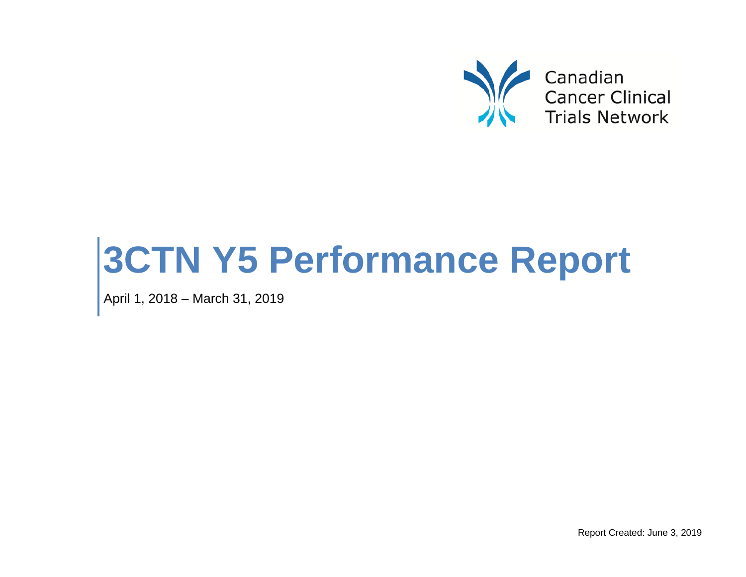Canadian
Cancer Clinical
Trials Network

# 3CTN Y5 Performance Report

April 1, 2018 – March 31, 2019

Report Created: June 3, 2019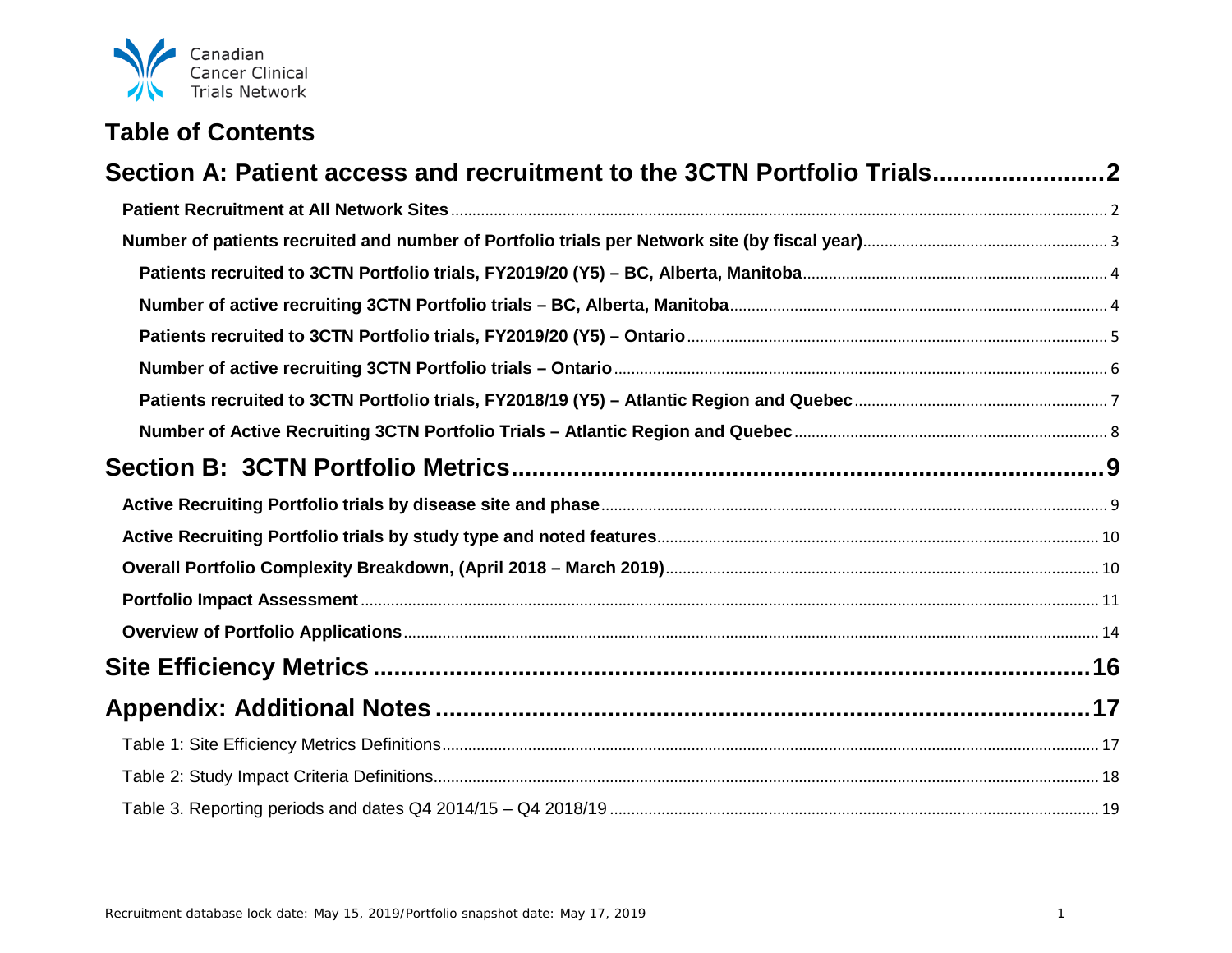Canadian Cancer Clinical Trials Network

# Table of Contents

**Section A: Patient access and recruitment to the 3CTN Portfolio Trials........................2**

- **Patient Recruitment at All Network Sites** ........ 2
- **Number of patients recruited and number of Portfolio trials per Network site (by fiscal year)** ........ 3
  - **Patients recruited to 3CTN Portfolio trials, FY2019/20 (Y5) – BC, Alberta, Manitoba** ........ 4
  - **Number of active recruiting 3CTN Portfolio trials – BC, Alberta, Manitoba** ........ 4
  - **Patients recruited to 3CTN Portfolio trials, FY2019/20 (Y5) – Ontario** ........ 5
  - **Number of active recruiting 3CTN Portfolio trials – Ontario** ........ 6
  - **Patients recruited to 3CTN Portfolio trials, FY2018/19 (Y5) – Atlantic Region and Quebec** ........ 7
  - **Number of Active Recruiting 3CTN Portfolio Trials – Atlantic Region and Quebec** ........ 8

**Section B: 3CTN Portfolio Metrics........................9**

- **Active Recruiting Portfolio trials by disease site and phase** ........ 9
- **Active Recruiting Portfolio trials by study type and noted features** ........ 10
- **Overall Portfolio Complexity Breakdown, (April 2018 – March 2019)** ........ 10
- **Portfolio Impact Assessment** ........ 11
- **Overview of Portfolio Applications** ........ 14

**Site Efficiency Metrics........................16**

**Appendix: Additional Notes........................17**

- Table 1: Site Efficiency Metrics Definitions ........ 17
- Table 2: Study Impact Criteria Definitions ........ 18
- Table 3. Reporting periods and dates Q4 2014/15 – Q4 2018/19 ........ 19

Recruitment database lock date: May 15, 2019/Portfolio snapshot date: May 17, 2019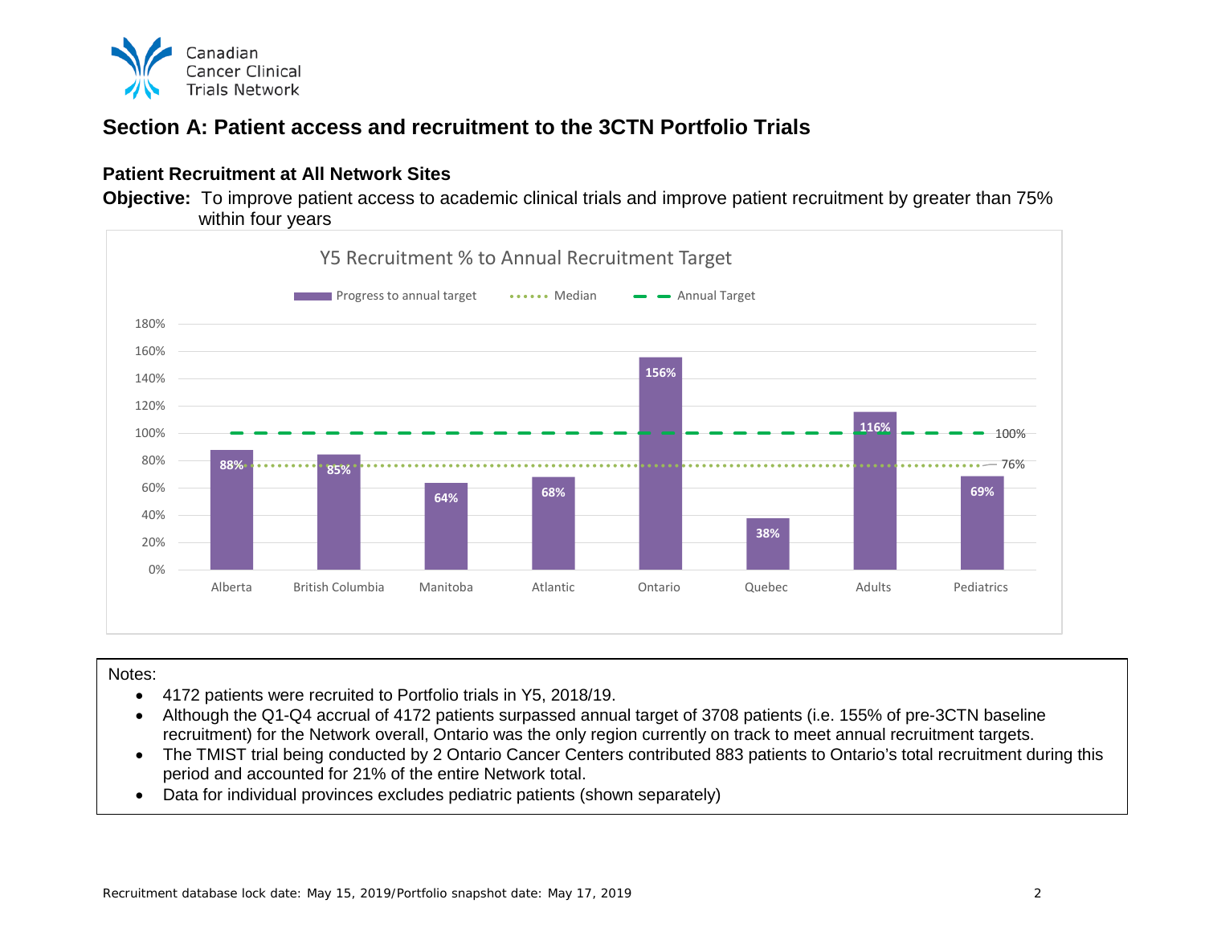## Section A: Patient access and recruitment to the 3CTN Portfolio Trials

### Patient Recruitment at All Network Sites

**Objective:** To improve patient access to academic clinical trials and improve patient recruitment by greater than 75% within four years

Y5 Recruitment % to Annual Recruitment Target

| | Progress to annual target | Median | Annual Target |
|---|---|---|---|
| Alberta | 88% | 76% | 100% |
| British Columbia | 85% | 76% | 100% |
| Manitoba | 64% | 76% | 100% |
| Atlantic | 68% | 76% | 100% |
| Ontario | 156% | 76% | 100% |
| Quebec | 38% | 76% | 100% |
| Adults | 116% | 76% | 100% |
| Pediatrics | 69% | 76% | 100% |

Notes:

- 4172 patients were recruited to Portfolio trials in Y5, 2018/19.
- Although the Q1-Q4 accrual of 4172 patients surpassed annual target of 3708 patients (i.e. 155% of pre-3CTN baseline recruitment) for the Network overall, Ontario was the only region currently on track to meet annual recruitment targets.
- The TMIST trial being conducted by 2 Ontario Cancer Centers contributed 883 patients to Ontario's total recruitment during this period and accounted for 21% of the entire Network total.
- Data for individual provinces excludes pediatric patients (shown separately)

Recruitment database lock date: May 15, 2019/Portfolio snapshot date: May 17, 2019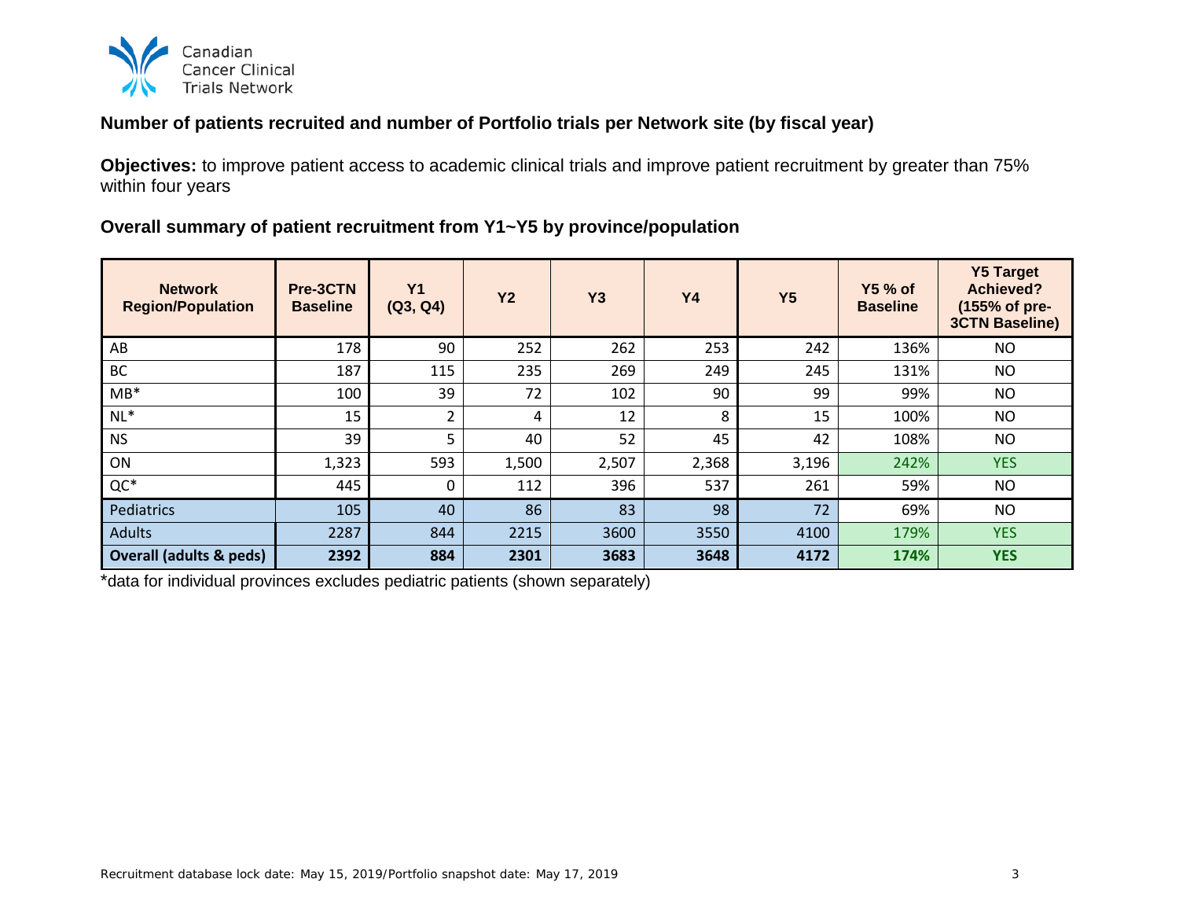Canadian Cancer Clinical Trials Network

### Number of patients recruited and number of Portfolio trials per Network site (by fiscal year)

**Objectives:** to improve patient access to academic clinical trials and improve patient recruitment by greater than 75% within four years

### Overall summary of patient recruitment from Y1~Y5 by province/population

| Network Region/Population | Pre-3CTN Baseline | Y1 (Q3, Q4) | Y2 | Y3 | Y4 | Y5 | Y5 % of Baseline | Y5 Target Achieved? (155% of pre-3CTN Baseline) |
|---|---|---|---|---|---|---|---|---|
| AB | 178 | 90 | 252 | 262 | 253 | 242 | 136% | NO |
| BC | 187 | 115 | 235 | 269 | 249 | 245 | 131% | NO |
| MB* | 100 | 39 | 72 | 102 | 90 | 99 | 99% | NO |
| NL* | 15 | 2 | 4 | 12 | 8 | 15 | 100% | NO |
| NS | 39 | 5 | 40 | 52 | 45 | 42 | 108% | NO |
| ON | 1,323 | 593 | 1,500 | 2,507 | 2,368 | 3,196 | 242% | YES |
| QC* | 445 | 0 | 112 | 396 | 537 | 261 | 59% | NO |
| Pediatrics | 105 | 40 | 86 | 83 | 98 | 72 | 69% | NO |
| Adults | 2287 | 844 | 2215 | 3600 | 3550 | 4100 | 179% | YES |
| **Overall (adults & peds)** | **2392** | **884** | **2301** | **3683** | **3648** | **4172** | **174%** | **YES** |

*data for individual provinces excludes pediatric patients (shown separately)

Recruitment database lock date: May 15, 2019/Portfolio snapshot date: May 17, 2019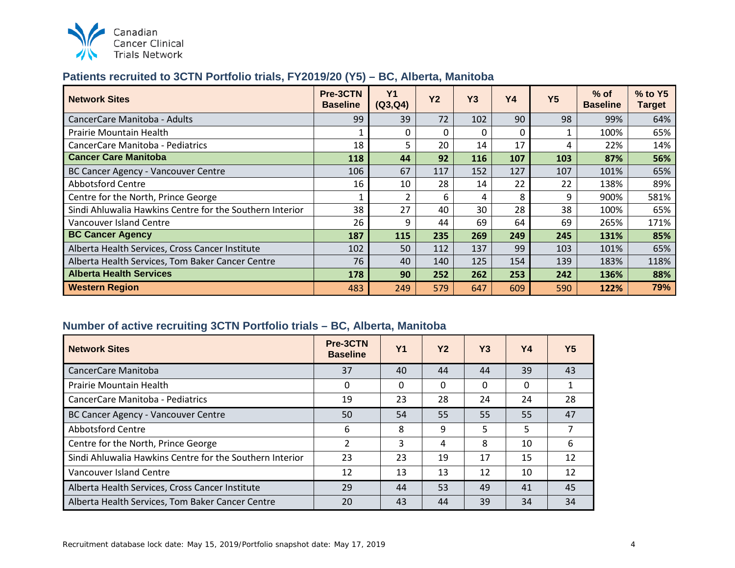Canadian Cancer Clinical Trials Network

## Patients recruited to 3CTN Portfolio trials, FY2019/20 (Y5) – BC, Alberta, Manitoba

| Network Sites | Pre-3CTN Baseline | Y1 (Q3,Q4) | Y2 | Y3 | Y4 | Y5 | % of Baseline | % to Y5 Target |
|---|---|---|---|---|---|---|---|---|
| CancerCare Manitoba - Adults | 99 | 39 | 72 | 102 | 90 | 98 | 99% | 64% |
| Prairie Mountain Health | 1 | 0 | 0 | 0 | 0 | 1 | 100% | 65% |
| CancerCare Manitoba - Pediatrics | 18 | 5 | 20 | 14 | 17 | 4 | 22% | 14% |
| **Cancer Care Manitoba** | **118** | **44** | **92** | **116** | **107** | **103** | **87%** | **56%** |
| BC Cancer Agency - Vancouver Centre | 106 | 67 | 117 | 152 | 127 | 107 | 101% | 65% |
| Abbotsford Centre | 16 | 10 | 28 | 14 | 22 | 22 | 138% | 89% |
| Centre for the North, Prince George | 1 | 2 | 6 | 4 | 8 | 9 | 900% | 581% |
| Sindi Ahluwalia Hawkins Centre for the Southern Interior | 38 | 27 | 40 | 30 | 28 | 38 | 100% | 65% |
| Vancouver Island Centre | 26 | 9 | 44 | 69 | 64 | 69 | 265% | 171% |
| **BC Cancer Agency** | **187** | **115** | **235** | **269** | **249** | **245** | **131%** | **85%** |
| Alberta Health Services, Cross Cancer Institute | 102 | 50 | 112 | 137 | 99 | 103 | 101% | 65% |
| Alberta Health Services, Tom Baker Cancer Centre | 76 | 40 | 140 | 125 | 154 | 139 | 183% | 118% |
| **Alberta Health Services** | **178** | **90** | **252** | **262** | **253** | **242** | **136%** | **88%** |
| **Western Region** | 483 | 249 | 579 | 647 | 609 | 590 | **122%** | **79%** |

## Number of active recruiting 3CTN Portfolio trials – BC, Alberta, Manitoba

| Network Sites | Pre-3CTN Baseline | Y1 | Y2 | Y3 | Y4 | Y5 |
|---|---|---|---|---|---|---|
| CancerCare Manitoba | 37 | 40 | 44 | 44 | 39 | 43 |
| Prairie Mountain Health | 0 | 0 | 0 | 0 | 0 | 1 |
| CancerCare Manitoba - Pediatrics | 19 | 23 | 28 | 24 | 24 | 28 |
| BC Cancer Agency - Vancouver Centre | 50 | 54 | 55 | 55 | 55 | 47 |
| Abbotsford Centre | 6 | 8 | 9 | 5 | 5 | 7 |
| Centre for the North, Prince George | 2 | 3 | 4 | 8 | 10 | 6 |
| Sindi Ahluwalia Hawkins Centre for the Southern Interior | 23 | 23 | 19 | 17 | 15 | 12 |
| Vancouver Island Centre | 12 | 13 | 13 | 12 | 10 | 12 |
| Alberta Health Services, Cross Cancer Institute | 29 | 44 | 53 | 49 | 41 | 45 |
| Alberta Health Services, Tom Baker Cancer Centre | 20 | 43 | 44 | 39 | 34 | 34 |

Recruitment database lock date: May 15, 2019/Portfolio snapshot date: May 17, 2019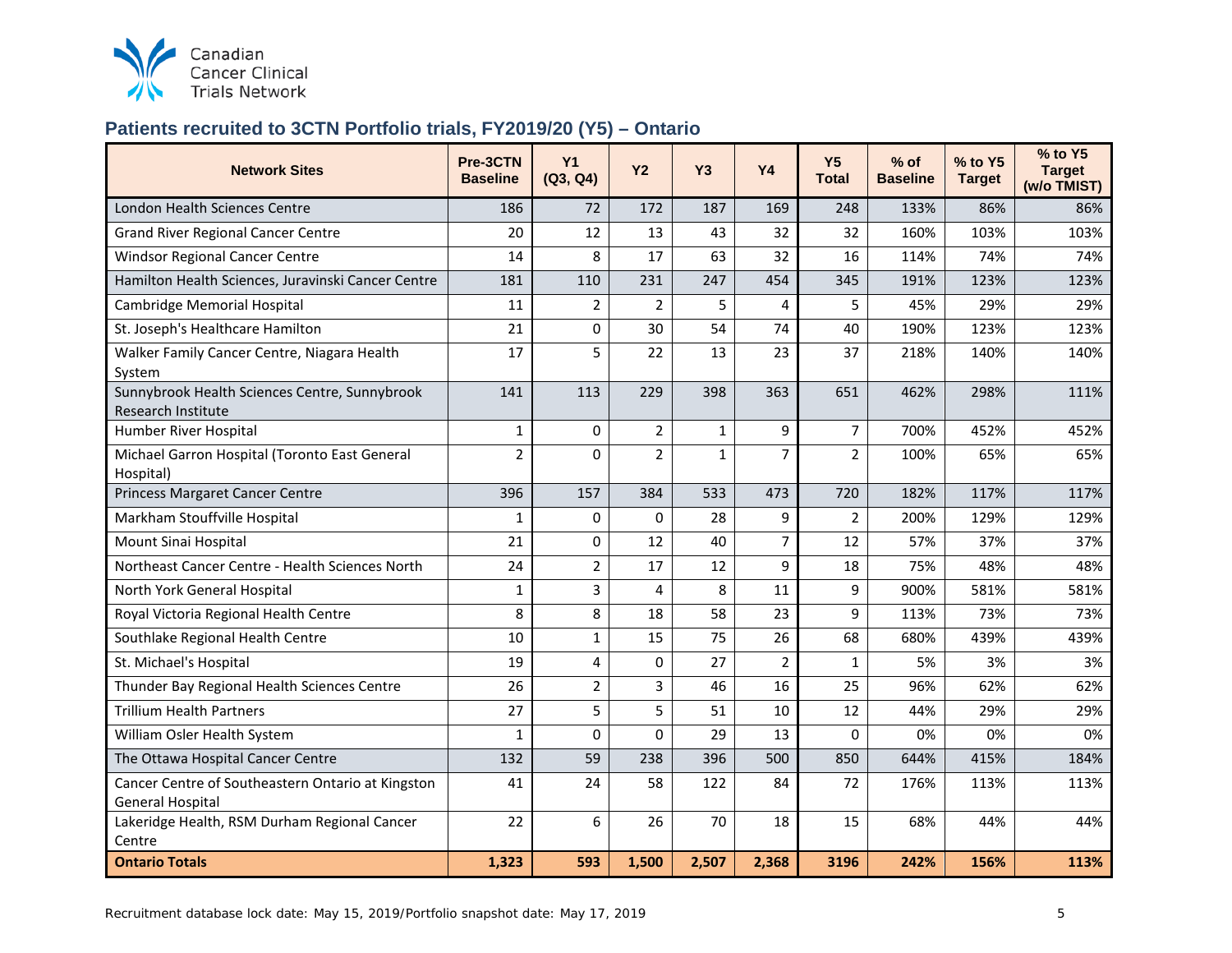## Patients recruited to 3CTN Portfolio trials, FY2019/20 (Y5) – Ontario

| Network Sites | Pre-3CTN Baseline | Y1 (Q3, Q4) | Y2 | Y3 | Y4 | Y5 Total | % of Baseline | % to Y5 Target | % to Y5 Target (w/o TMIST) |
|---|---|---|---|---|---|---|---|---|---|
| London Health Sciences Centre | 186 | 72 | 172 | 187 | 169 | 248 | 133% | 86% | 86% |
| Grand River Regional Cancer Centre | 20 | 12 | 13 | 43 | 32 | 32 | 160% | 103% | 103% |
| Windsor Regional Cancer Centre | 14 | 8 | 17 | 63 | 32 | 16 | 114% | 74% | 74% |
| Hamilton Health Sciences, Juravinski Cancer Centre | 181 | 110 | 231 | 247 | 454 | 345 | 191% | 123% | 123% |
| Cambridge Memorial Hospital | 11 | 2 | 2 | 5 | 4 | 5 | 45% | 29% | 29% |
| St. Joseph's Healthcare Hamilton | 21 | 0 | 30 | 54 | 74 | 40 | 190% | 123% | 123% |
| Walker Family Cancer Centre, Niagara Health System | 17 | 5 | 22 | 13 | 23 | 37 | 218% | 140% | 140% |
| Sunnybrook Health Sciences Centre, Sunnybrook Research Institute | 141 | 113 | 229 | 398 | 363 | 651 | 462% | 298% | 111% |
| Humber River Hospital | 1 | 0 | 2 | 1 | 9 | 7 | 700% | 452% | 452% |
| Michael Garron Hospital (Toronto East General Hospital) | 2 | 0 | 2 | 1 | 7 | 2 | 100% | 65% | 65% |
| Princess Margaret Cancer Centre | 396 | 157 | 384 | 533 | 473 | 720 | 182% | 117% | 117% |
| Markham Stouffville Hospital | 1 | 0 | 0 | 28 | 9 | 2 | 200% | 129% | 129% |
| Mount Sinai Hospital | 21 | 0 | 12 | 40 | 7 | 12 | 57% | 37% | 37% |
| Northeast Cancer Centre - Health Sciences North | 24 | 2 | 17 | 12 | 9 | 18 | 75% | 48% | 48% |
| North York General Hospital | 1 | 3 | 4 | 8 | 11 | 9 | 900% | 581% | 581% |
| Royal Victoria Regional Health Centre | 8 | 8 | 18 | 58 | 23 | 9 | 113% | 73% | 73% |
| Southlake Regional Health Centre | 10 | 1 | 15 | 75 | 26 | 68 | 680% | 439% | 439% |
| St. Michael's Hospital | 19 | 4 | 0 | 27 | 2 | 1 | 5% | 3% | 3% |
| Thunder Bay Regional Health Sciences Centre | 26 | 2 | 3 | 46 | 16 | 25 | 96% | 62% | 62% |
| Trillium Health Partners | 27 | 5 | 5 | 51 | 10 | 12 | 44% | 29% | 29% |
| William Osler Health System | 1 | 0 | 0 | 29 | 13 | 0 | 0% | 0% | 0% |
| The Ottawa Hospital Cancer Centre | 132 | 59 | 238 | 396 | 500 | 850 | 644% | 415% | 184% |
| Cancer Centre of Southeastern Ontario at Kingston General Hospital | 41 | 24 | 58 | 122 | 84 | 72 | 176% | 113% | 113% |
| Lakeridge Health, RSM Durham Regional Cancer Centre | 22 | 6 | 26 | 70 | 18 | 15 | 68% | 44% | 44% |
| **Ontario Totals** | **1,323** | **593** | **1,500** | **2,507** | **2,368** | **3196** | **242%** | **156%** | **113%** |

Recruitment database lock date: May 15, 2019/Portfolio snapshot date: May 17, 2019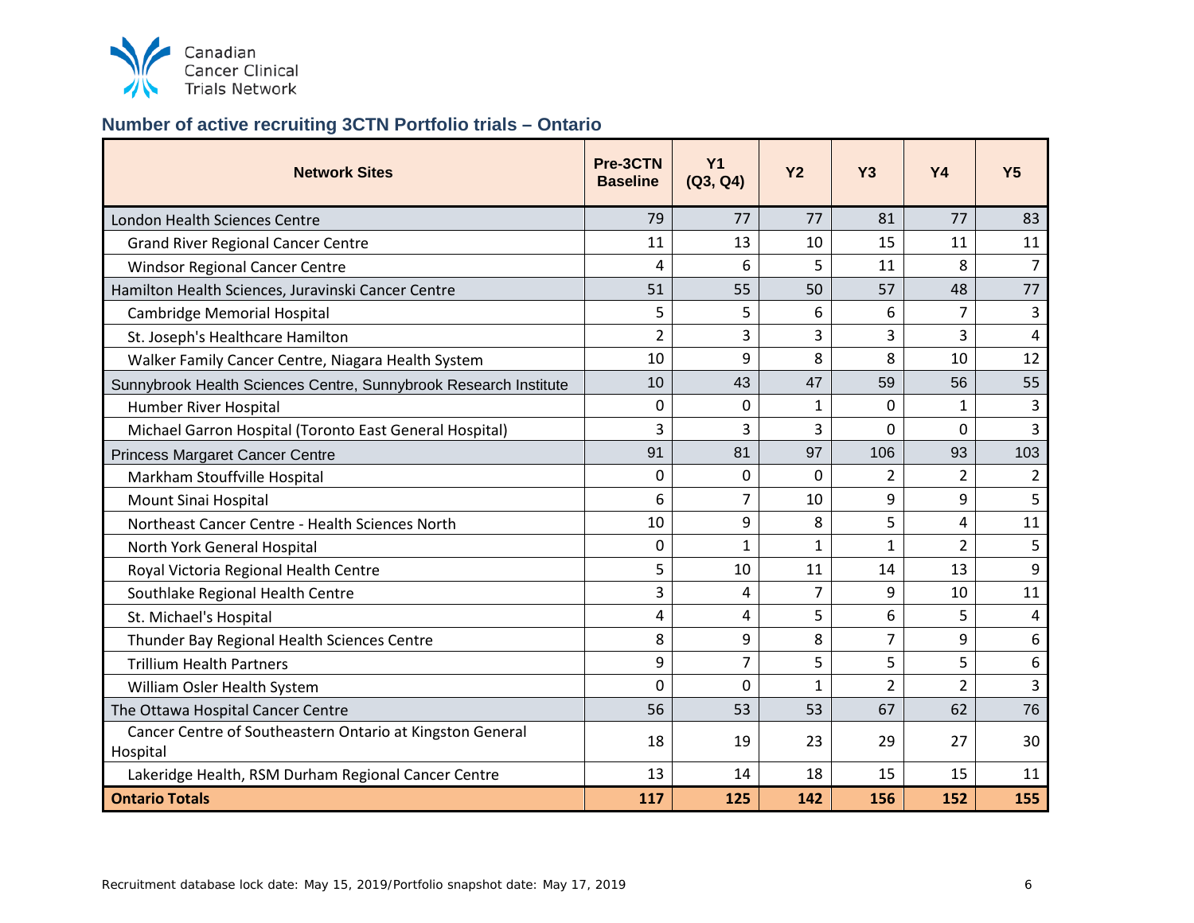## Number of active recruiting 3CTN Portfolio trials – Ontario

| Network Sites | Pre-3CTN Baseline | Y1 (Q3, Q4) | Y2 | Y3 | Y4 | Y5 |
|---|---|---|---|---|---|---|
| London Health Sciences Centre | 79 | 77 | 77 | 81 | 77 | 83 |
| Grand River Regional Cancer Centre | 11 | 13 | 10 | 15 | 11 | 11 |
| Windsor Regional Cancer Centre | 4 | 6 | 5 | 11 | 8 | 7 |
| Hamilton Health Sciences, Juravinski Cancer Centre | 51 | 55 | 50 | 57 | 48 | 77 |
| Cambridge Memorial Hospital | 5 | 5 | 6 | 6 | 7 | 3 |
| St. Joseph's Healthcare Hamilton | 2 | 3 | 3 | 3 | 3 | 4 |
| Walker Family Cancer Centre, Niagara Health System | 10 | 9 | 8 | 8 | 10 | 12 |
| Sunnybrook Health Sciences Centre, Sunnybrook Research Institute | 10 | 43 | 47 | 59 | 56 | 55 |
| Humber River Hospital | 0 | 0 | 1 | 0 | 1 | 3 |
| Michael Garron Hospital (Toronto East General Hospital) | 3 | 3 | 3 | 0 | 0 | 3 |
| Princess Margaret Cancer Centre | 91 | 81 | 97 | 106 | 93 | 103 |
| Markham Stouffville Hospital | 0 | 0 | 0 | 2 | 2 | 2 |
| Mount Sinai Hospital | 6 | 7 | 10 | 9 | 9 | 5 |
| Northeast Cancer Centre - Health Sciences North | 10 | 9 | 8 | 5 | 4 | 11 |
| North York General Hospital | 0 | 1 | 1 | 1 | 2 | 5 |
| Royal Victoria Regional Health Centre | 5 | 10 | 11 | 14 | 13 | 9 |
| Southlake Regional Health Centre | 3 | 4 | 7 | 9 | 10 | 11 |
| St. Michael's Hospital | 4 | 4 | 5 | 6 | 5 | 4 |
| Thunder Bay Regional Health Sciences Centre | 8 | 9 | 8 | 7 | 9 | 6 |
| Trillium Health Partners | 9 | 7 | 5 | 5 | 5 | 6 |
| William Osler Health System | 0 | 0 | 1 | 2 | 2 | 3 |
| The Ottawa Hospital Cancer Centre | 56 | 53 | 53 | 67 | 62 | 76 |
| Cancer Centre of Southeastern Ontario at Kingston General Hospital | 18 | 19 | 23 | 29 | 27 | 30 |
| Lakeridge Health, RSM Durham Regional Cancer Centre | 13 | 14 | 18 | 15 | 15 | 11 |
| **Ontario Totals** | **117** | **125** | **142** | **156** | **152** | **155** |

Recruitment database lock date: May 15, 2019/Portfolio snapshot date: May 17, 2019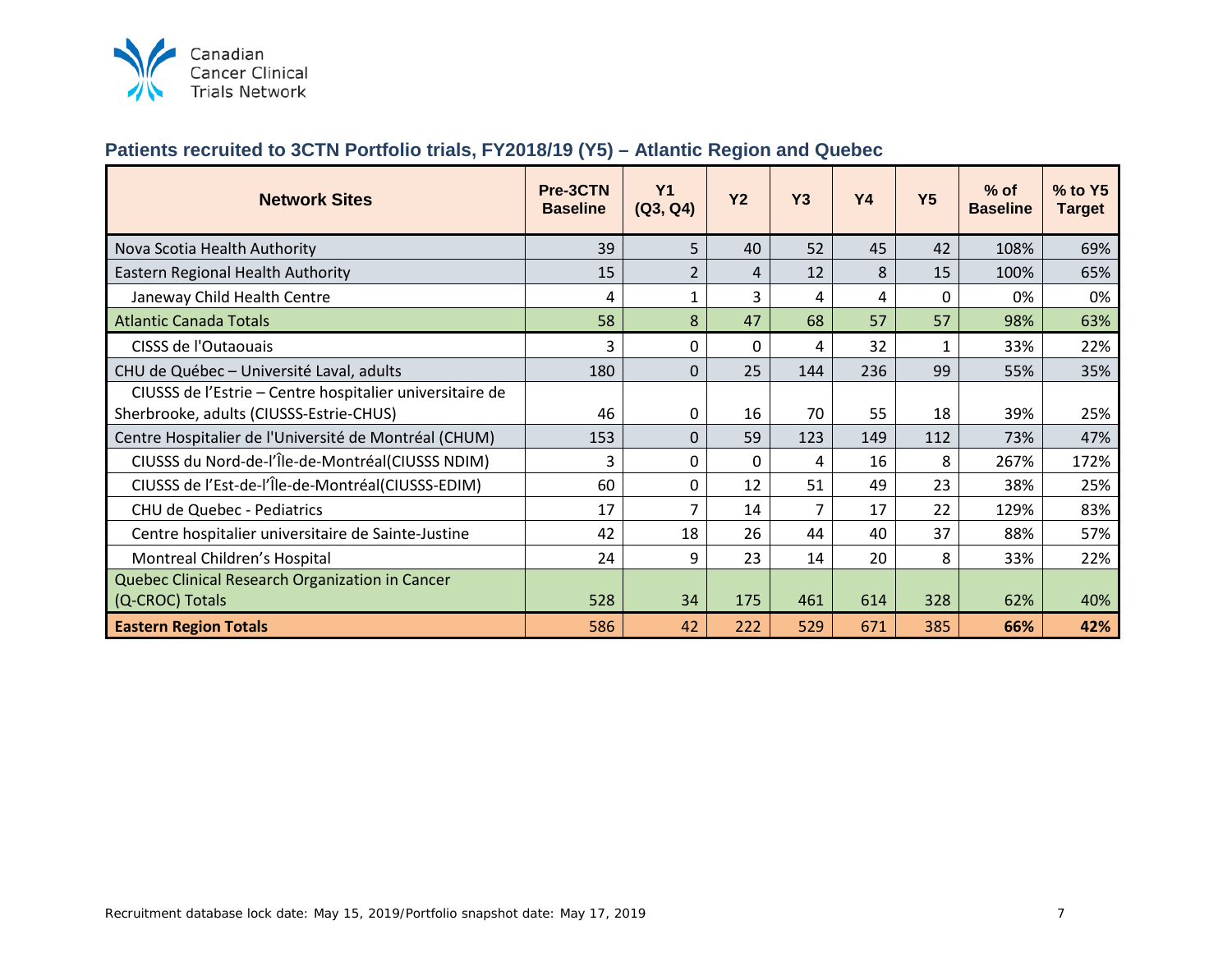## Patients recruited to 3CTN Portfolio trials, FY2018/19 (Y5) – Atlantic Region and Quebec

| Network Sites | Pre-3CTN Baseline | Y1 (Q3, Q4) | Y2 | Y3 | Y4 | Y5 | % of Baseline | % to Y5 Target |
|---|---|---|---|---|---|---|---|---|
| Nova Scotia Health Authority | 39 | 5 | 40 | 52 | 45 | 42 | 108% | 69% |
| Eastern Regional Health Authority | 15 | 2 | 4 | 12 | 8 | 15 | 100% | 65% |
| Janeway Child Health Centre | 4 | 1 | 3 | 4 | 4 | 0 | 0% | 0% |
| Atlantic Canada Totals | 58 | 8 | 47 | 68 | 57 | 57 | 98% | 63% |
| CISSS de l'Outaouais | 3 | 0 | 0 | 4 | 32 | 1 | 33% | 22% |
| CHU de Québec – Université Laval, adults | 180 | 0 | 25 | 144 | 236 | 99 | 55% | 35% |
| CIUSSS de l'Estrie – Centre hospitalier universitaire de Sherbrooke, adults (CIUSSS-Estrie-CHUS) | 46 | 0 | 16 | 70 | 55 | 18 | 39% | 25% |
| Centre Hospitalier de l'Université de Montréal (CHUM) | 153 | 0 | 59 | 123 | 149 | 112 | 73% | 47% |
| CIUSSS du Nord-de-l'Île-de-Montréal(CIUSSS NDIM) | 3 | 0 | 0 | 4 | 16 | 8 | 267% | 172% |
| CIUSSS de l'Est-de-l'Île-de-Montréal(CIUSSS-EDIM) | 60 | 0 | 12 | 51 | 49 | 23 | 38% | 25% |
| CHU de Quebec - Pediatrics | 17 | 7 | 14 | 7 | 17 | 22 | 129% | 83% |
| Centre hospitalier universitaire de Sainte-Justine | 42 | 18 | 26 | 44 | 40 | 37 | 88% | 57% |
| Montreal Children's Hospital | 24 | 9 | 23 | 14 | 20 | 8 | 33% | 22% |
| Quebec Clinical Research Organization in Cancer (Q-CROC) Totals | 528 | 34 | 175 | 461 | 614 | 328 | 62% | 40% |
| **Eastern Region Totals** | 586 | 42 | 222 | 529 | 671 | 385 | **66%** | **42%** |

Recruitment database lock date: May 15, 2019/Portfolio snapshot date: May 17, 2019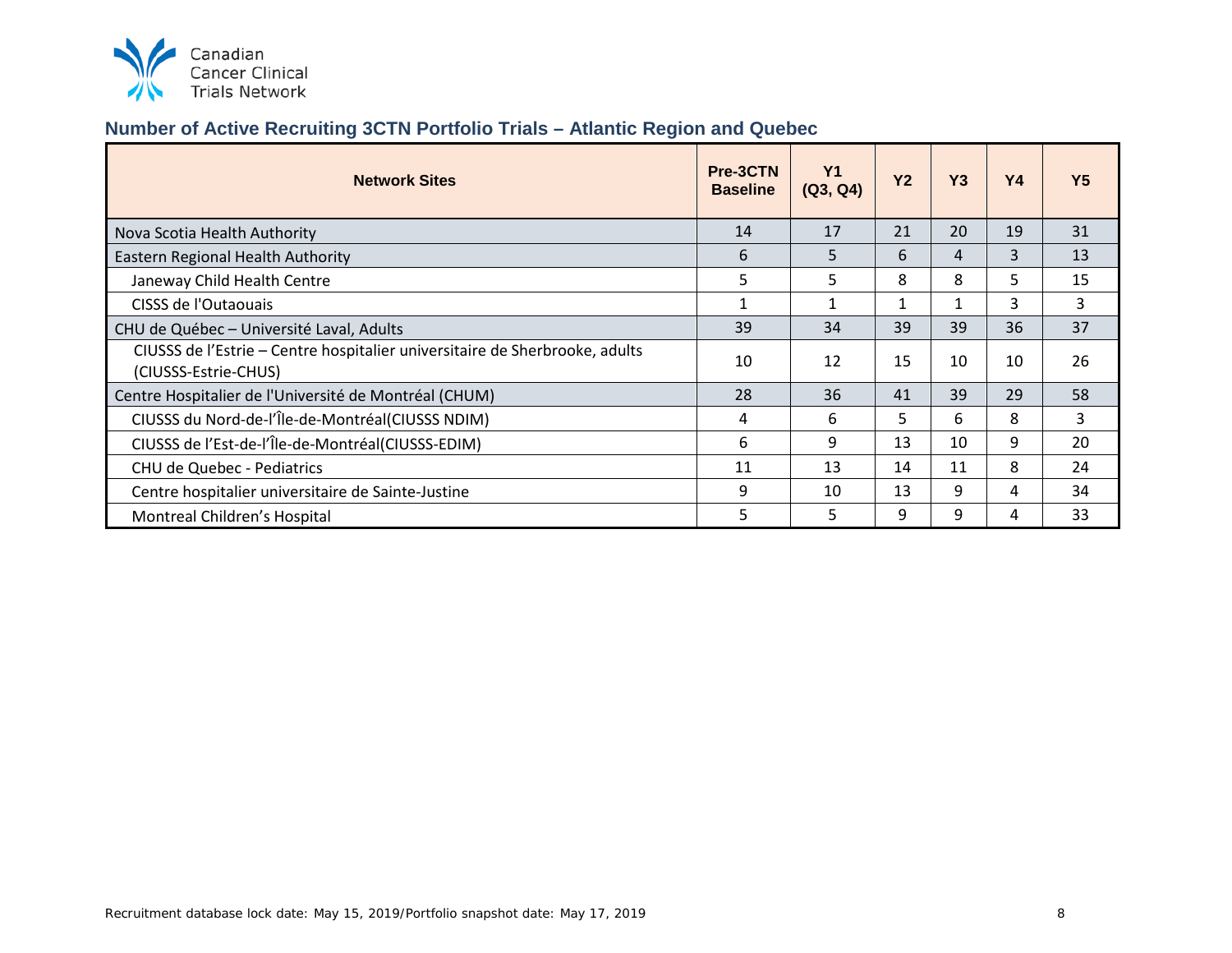## Number of Active Recruiting 3CTN Portfolio Trials – Atlantic Region and Quebec

| Network Sites | Pre-3CTN Baseline | Y1 (Q3, Q4) | Y2 | Y3 | Y4 | Y5 |
|---|---|---|---|---|---|---|
| Nova Scotia Health Authority | 14 | 17 | 21 | 20 | 19 | 31 |
| Eastern Regional Health Authority | 6 | 5 | 6 | 4 | 3 | 13 |
| Janeway Child Health Centre | 5 | 5 | 8 | 8 | 5 | 15 |
| CISSS de l'Outaouais | 1 | 1 | 1 | 1 | 3 | 3 |
| CHU de Québec – Université Laval, Adults | 39 | 34 | 39 | 39 | 36 | 37 |
| CIUSSS de l'Estrie – Centre hospitalier universitaire de Sherbrooke, adults (CIUSSS-Estrie-CHUS) | 10 | 12 | 15 | 10 | 10 | 26 |
| Centre Hospitalier de l'Université de Montréal (CHUM) | 28 | 36 | 41 | 39 | 29 | 58 |
| CIUSSS du Nord-de-l'Île-de-Montréal(CIUSSS NDIM) | 4 | 6 | 5 | 6 | 8 | 3 |
| CIUSSS de l'Est-de-l'Île-de-Montréal(CIUSSS-EDIM) | 6 | 9 | 13 | 10 | 9 | 20 |
| CHU de Quebec - Pediatrics | 11 | 13 | 14 | 11 | 8 | 24 |
| Centre hospitalier universitaire de Sainte-Justine | 9 | 10 | 13 | 9 | 4 | 34 |
| Montreal Children's Hospital | 5 | 5 | 9 | 9 | 4 | 33 |

Recruitment database lock date: May 15, 2019/Portfolio snapshot date: May 17, 2019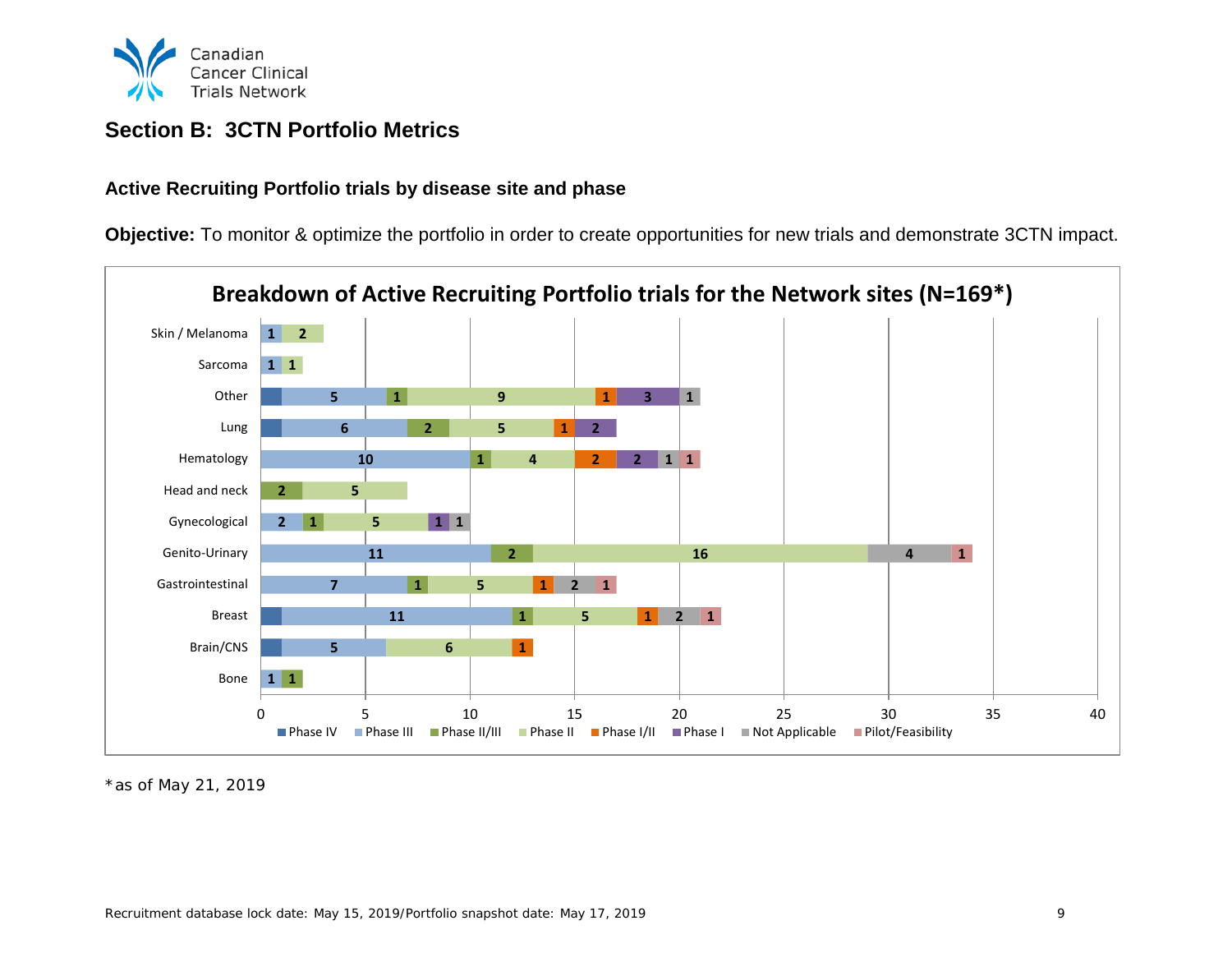## Section B: 3CTN Portfolio Metrics

### Active Recruiting Portfolio trials by disease site and phase

**Objective:** To monitor & optimize the portfolio in order to create opportunities for new trials and demonstrate 3CTN impact.

**Breakdown of Active Recruiting Portfolio trials for the Network sites (N=169*)**

| Disease site | Phase IV | Phase III | Phase II/III | Phase II | Phase I/II | Phase I | Not Applicable | Pilot/Feasibility |
|---|---|---|---|---|---|---|---|---|
| Skin / Melanoma | | 1 | | 2 | | | | |
| Sarcoma | | 1 | | 1 | | | | |
| Other | 1 | 5 | 1 | 9 | 1 | 3 | 1 | |
| Lung | 1 | 6 | 2 | 5 | 1 | 2 | | |
| Hematology | | 10 | 1 | 4 | 2 | 2 | 1 | 1 |
| Head and neck | | | 2 | 5 | | | | |
| Gynecological | | 2 | 1 | 5 | | 1 | 1 | |
| Genito-Urinary | | 11 | 2 | 16 | | | 4 | 1 |
| Gastrointestinal | | 7 | 1 | 5 | 1 | | 2 | 1 |
| Breast | 1 | 11 | 1 | 5 | 1 | | 2 | 1 |
| Brain/CNS | 1 | 5 | | 6 | 1 | | | |
| Bone | | 1 | 1 | | | | | |

Note: Phase IV segments (width 1) for Other, Lung, Breast, and Brain/CNS are shown in the chart without numeric labels.

*as of May 21, 2019

Recruitment database lock date: May 15, 2019/Portfolio snapshot date: May 17, 2019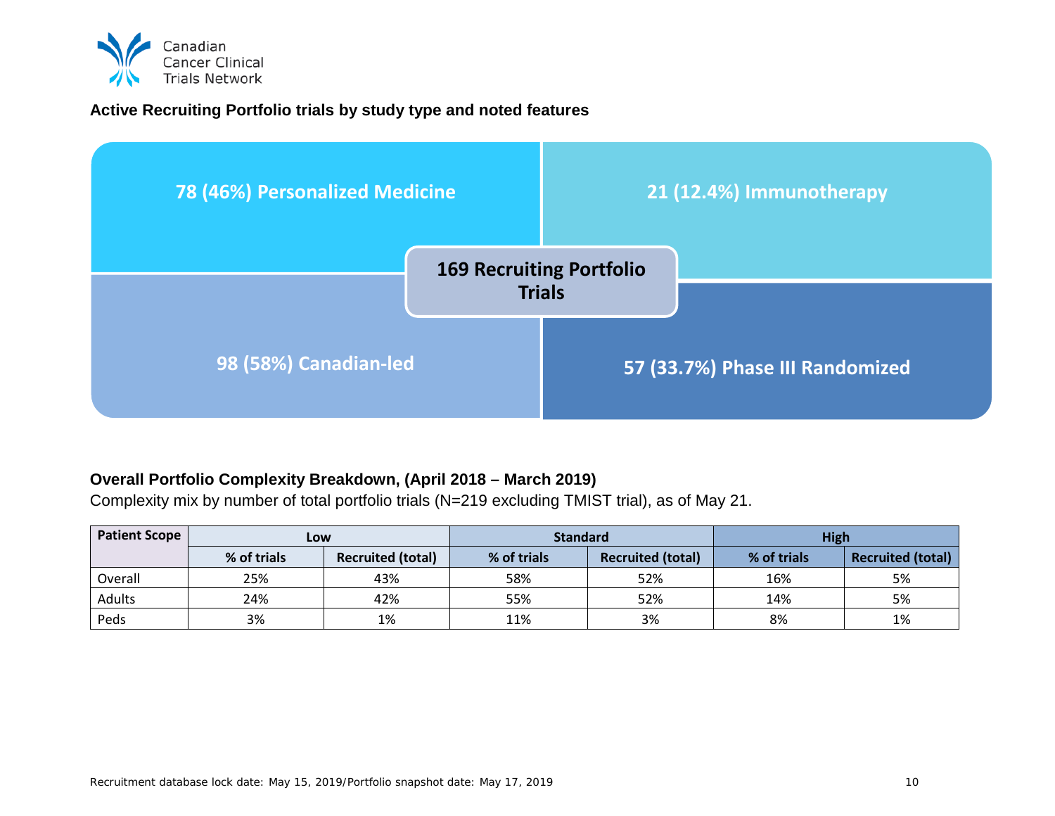**Active Recruiting Portfolio trials by study type and noted features**

**169 Recruiting Portfolio Trials**

- 78 (46%) Personalized Medicine
- 21 (12.4%) Immunotherapy
- 98 (58%) Canadian-led
- 57 (33.7%) Phase III Randomized

**Overall Portfolio Complexity Breakdown, (April 2018 – March 2019)**

Complexity mix by number of total portfolio trials (N=219 excluding TMIST trial), as of May 21.

| Patient Scope | Low | | Standard | | High | |
|---|---|---|---|---|---|---|
| | % of trials | Recruited (total) | % of trials | Recruited (total) | % of trials | Recruited (total) |
| Overall | 25% | 43% | 58% | 52% | 16% | 5% |
| Adults | 24% | 42% | 55% | 52% | 14% | 5% |
| Peds | 3% | 1% | 11% | 3% | 8% | 1% |

Recruitment database lock date: May 15, 2019/Portfolio snapshot date: May 17, 2019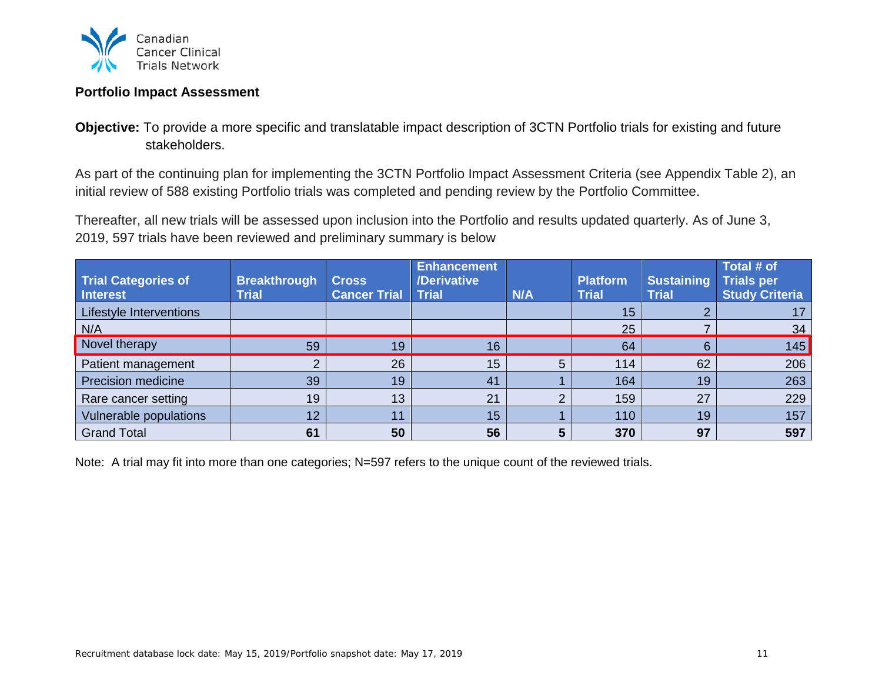**Portfolio Impact Assessment**

**Objective:** To provide a more specific and translatable impact description of 3CTN Portfolio trials for existing and future stakeholders.

As part of the continuing plan for implementing the 3CTN Portfolio Impact Assessment Criteria (see Appendix Table 2), an initial review of 588 existing Portfolio trials was completed and pending review by the Portfolio Committee.

Thereafter, all new trials will be assessed upon inclusion into the Portfolio and results updated quarterly. As of June 3, 2019, 597 trials have been reviewed and preliminary summary is below

| Trial Categories of Interest | Breakthrough Trial | Cross Cancer Trial | Enhancement /Derivative Trial | N/A | Platform Trial | Sustaining Trial | Total # of Trials per Study Criteria |
|---|---|---|---|---|---|---|---|
| Lifestyle Interventions | | | | | 15 | 2 | 17 |
| N/A | | | | | 25 | 7 | 34 |
| Novel therapy | 59 | 19 | 16 | | 64 | 6 | 145 |
| Patient management | 2 | 26 | 15 | 5 | 114 | 62 | 206 |
| Precision medicine | 39 | 19 | 41 | 1 | 164 | 19 | 263 |
| Rare cancer setting | 19 | 13 | 21 | 2 | 159 | 27 | 229 |
| Vulnerable populations | 12 | 11 | 15 | 1 | 110 | 19 | 157 |
| Grand Total | **61** | **50** | **56** | **5** | **370** | **97** | **597** |

Note: A trial may fit into more than one categories; N=597 refers to the unique count of the reviewed trials.

Recruitment database lock date: May 15, 2019/Portfolio snapshot date: May 17, 2019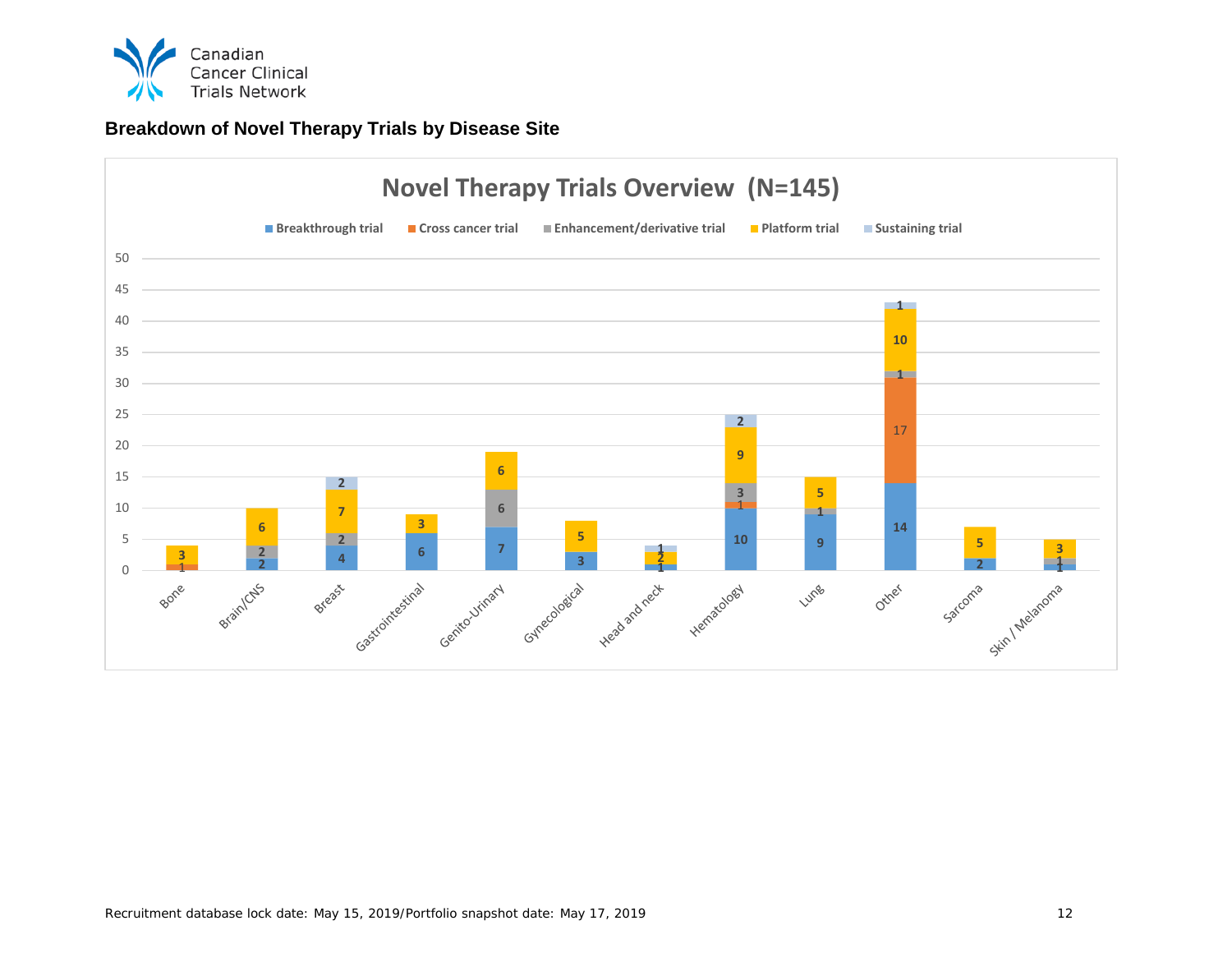**Breakdown of Novel Therapy Trials by Disease Site**

## Novel Therapy Trials Overview (N=145)

| Disease Site | Breakthrough trial | Cross cancer trial | Enhancement/derivative trial | Platform trial | Sustaining trial |
|---|---|---|---|---|---|
| Bone | | 1 | | 3 | |
| Brain/CNS | 2 | | 2 | 6 | |
| Breast | 4 | | 2 | 7 | 2 |
| Gastrointestinal | 6 | | | 3 | |
| Genito-Urinary | 7 | | 6 | 6 | |
| Gynecological | 3 | | | 5 | |
| Head and neck | 1 | | | 2 | 1 |
| Hematology | 10 | 1 | 3 | 9 | 2 |
| Lung | 9 | | 1 | 5 | |
| Other | 14 | 17 | 1 | 10 | 1 |
| Sarcoma | 2 | | | 5 | |
| Skin / Melanoma | 1 | | 1 | 3 | |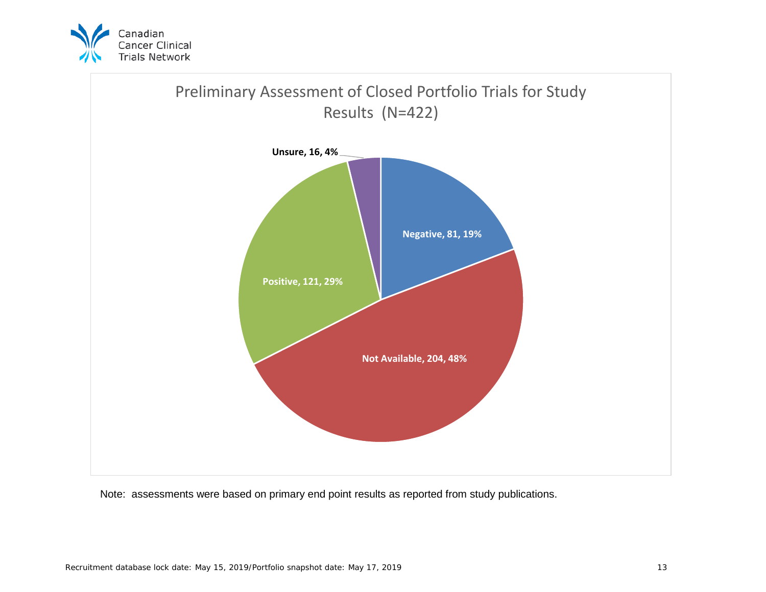# Preliminary Assessment of Closed Portfolio Trials for Study Results (N=422)

| Category | Count | Percentage |
|---|---|---|
| Negative | 81 | 19% |
| Not Available | 204 | 48% |
| Positive | 121 | 29% |
| Unsure | 16 | 4% |

Note: assessments were based on primary end point results as reported from study publications.

Recruitment database lock date: May 15, 2019/Portfolio snapshot date: May 17, 2019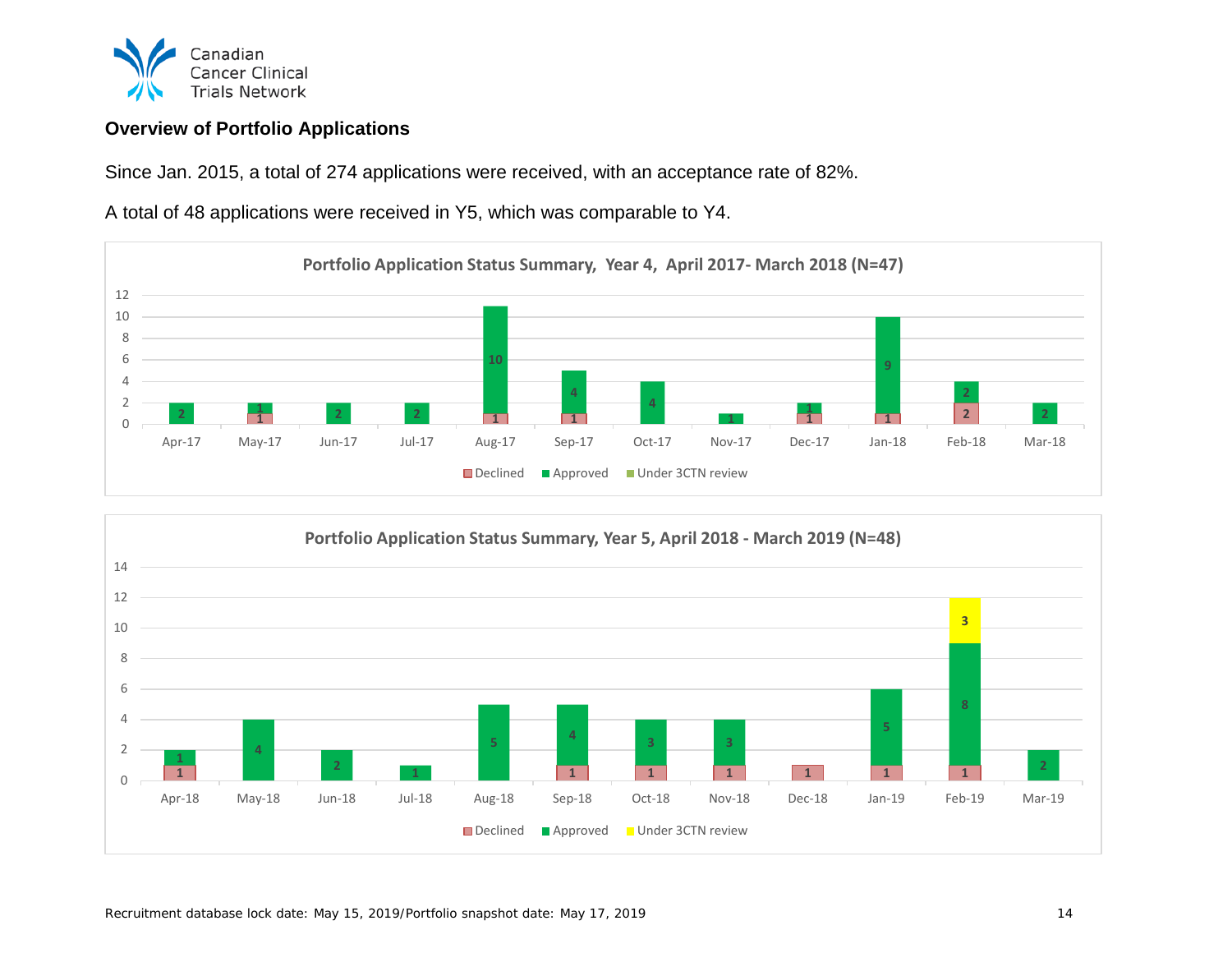## Overview of Portfolio Applications

Since Jan. 2015, a total of 274 applications were received, with an acceptance rate of 82%.

A total of 48 applications were received in Y5, which was comparable to Y4.

**Portfolio Application Status Summary, Year 4, April 2017- March 2018 (N=47)**

| Month | Declined | Approved | Under 3CTN review |
|---|---|---|---|
| Apr-17 | | 2 | |
| May-17 | 1 | 1 | |
| Jun-17 | | 2 | |
| Jul-17 | | 2 | |
| Aug-17 | 1 | 10 | |
| Sep-17 | 1 | 4 | |
| Oct-17 | | 4 | |
| Nov-17 | | 1 | |
| Dec-17 | 1 | 1 | |
| Jan-18 | 1 | 9 | |
| Feb-18 | 2 | 2 | |
| Mar-18 | | 2 | |

**Portfolio Application Status Summary, Year 5, April 2018 - March 2019 (N=48)**

| Month | Declined | Approved | Under 3CTN review |
|---|---|---|---|
| Apr-18 | 1 | 1 | |
| May-18 | | 4 | |
| Jun-18 | | 2 | |
| Jul-18 | | 1 | |
| Aug-18 | | 5 | |
| Sep-18 | 1 | 4 | |
| Oct-18 | 1 | 3 | |
| Nov-18 | 1 | 3 | |
| Dec-18 | 1 | | |
| Jan-19 | 1 | 5 | |
| Feb-19 | 1 | 8 | 3 |
| Mar-19 | | 2 | |

Recruitment database lock date: May 15, 2019/Portfolio snapshot date: May 17, 2019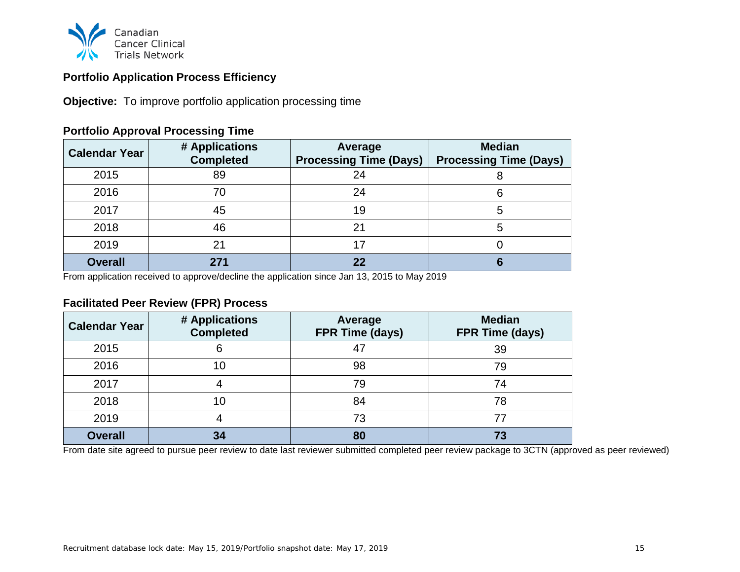Canadian Cancer Clinical Trials Network

## Portfolio Application Process Efficiency

**Objective:** To improve portfolio application processing time

### Portfolio Approval Processing Time

| Calendar Year | # Applications Completed | Average Processing Time (Days) | Median Processing Time (Days) |
|---|---|---|---|
| 2015 | 89 | 24 | 8 |
| 2016 | 70 | 24 | 6 |
| 2017 | 45 | 19 | 5 |
| 2018 | 46 | 21 | 5 |
| 2019 | 21 | 17 | 0 |
| **Overall** | **271** | **22** | **6** |

From application received to approve/decline the application since Jan 13, 2015 to May 2019

### Facilitated Peer Review (FPR) Process

| Calendar Year | # Applications Completed | Average FPR Time (days) | Median FPR Time (days) |
|---|---|---|---|
| 2015 | 6 | 47 | 39 |
| 2016 | 10 | 98 | 79 |
| 2017 | 4 | 79 | 74 |
| 2018 | 10 | 84 | 78 |
| 2019 | 4 | 73 | 77 |
| **Overall** | **34** | **80** | **73** |

From date site agreed to pursue peer review to date last reviewer submitted completed peer review package to 3CTN (approved as peer reviewed)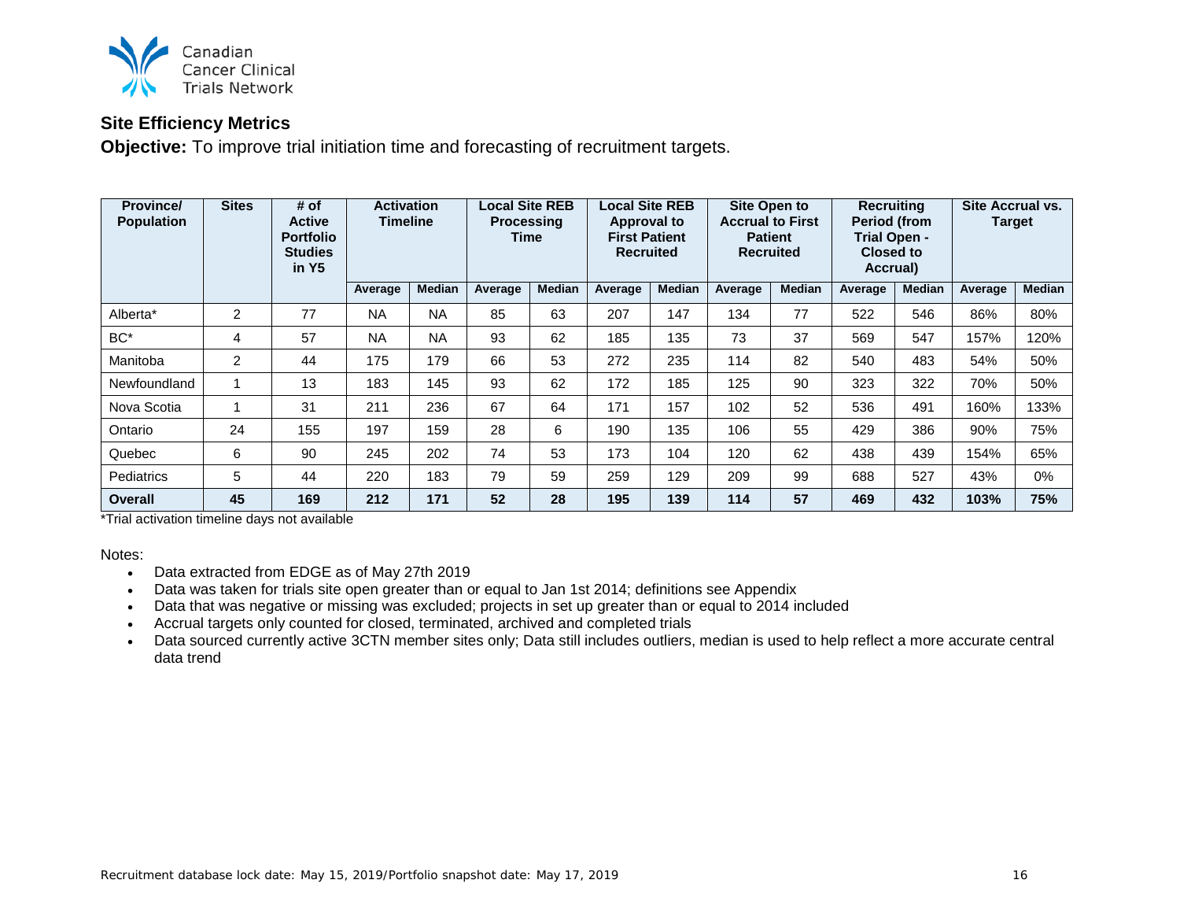## Site Efficiency Metrics

**Objective:** To improve trial initiation time and forecasting of recruitment targets.

| Province/ Population | Sites | # of Active Portfolio Studies in Y5 | Activation Timeline | | Local Site REB Processing Time | | Local Site REB Approval to First Patient Recruited | | Site Open to Accrual to First Patient Recruited | | Recruiting Period (from Trial Open - Closed to Accrual) | | Site Accrual vs. Target | |
|---|---|---|---|---|---|---|---|---|---|---|---|---|---|---|
| | | | Average | Median | Average | Median | Average | Median | Average | Median | Average | Median | Average | Median |
| Alberta* | 2 | 77 | NA | NA | 85 | 63 | 207 | 147 | 134 | 77 | 522 | 546 | 86% | 80% |
| BC* | 4 | 57 | NA | NA | 93 | 62 | 185 | 135 | 73 | 37 | 569 | 547 | 157% | 120% |
| Manitoba | 2 | 44 | 175 | 179 | 66 | 53 | 272 | 235 | 114 | 82 | 540 | 483 | 54% | 50% |
| Newfoundland | 1 | 13 | 183 | 145 | 93 | 62 | 172 | 185 | 125 | 90 | 323 | 322 | 70% | 50% |
| Nova Scotia | 1 | 31 | 211 | 236 | 67 | 64 | 171 | 157 | 102 | 52 | 536 | 491 | 160% | 133% |
| Ontario | 24 | 155 | 197 | 159 | 28 | 6 | 190 | 135 | 106 | 55 | 429 | 386 | 90% | 75% |
| Quebec | 6 | 90 | 245 | 202 | 74 | 53 | 173 | 104 | 120 | 62 | 438 | 439 | 154% | 65% |
| Pediatrics | 5 | 44 | 220 | 183 | 79 | 59 | 259 | 129 | 209 | 99 | 688 | 527 | 43% | 0% |
| **Overall** | **45** | **169** | **212** | **171** | **52** | **28** | **195** | **139** | **114** | **57** | **469** | **432** | **103%** | **75%** |

*Trial activation timeline days not available

Notes:

- Data extracted from EDGE as of May 27th 2019
- Data was taken for trials site open greater than or equal to Jan 1st 2014; definitions see Appendix
- Data that was negative or missing was excluded; projects in set up greater than or equal to 2014 included
- Accrual targets only counted for closed, terminated, archived and completed trials
- Data sourced currently active 3CTN member sites only; Data still includes outliers, median is used to help reflect a more accurate central data trend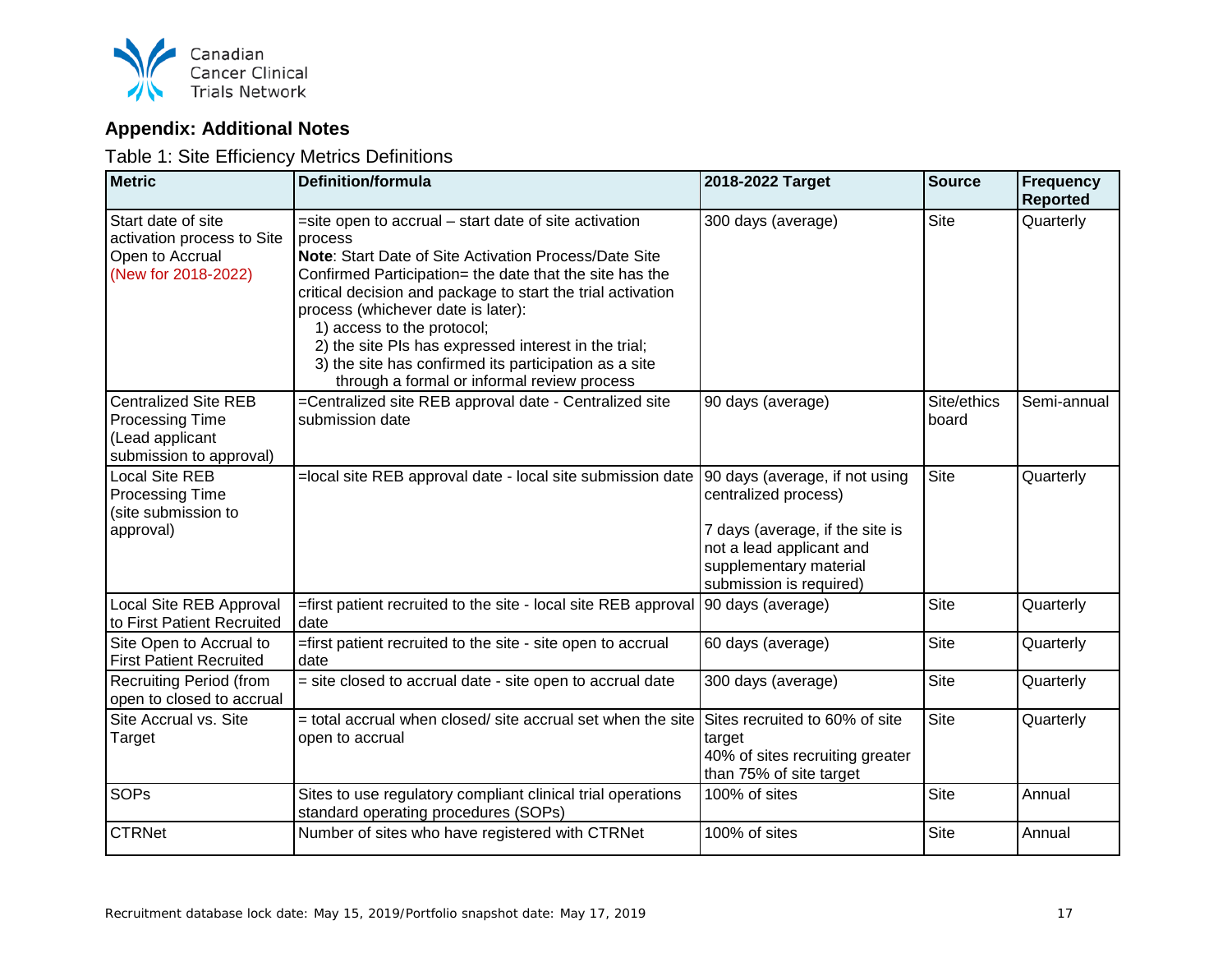## Appendix: Additional Notes

Table 1: Site Efficiency Metrics Definitions

| Metric | Definition/formula | 2018-2022 Target | Source | Frequency Reported |
|---|---|---|---|---|
| Start date of site activation process to Site Open to Accrual (New for 2018-2022) | =site open to accrual – start date of site activation process<br>**Note**: Start Date of Site Activation Process/Date Site Confirmed Participation= the date that the site has the critical decision and package to start the trial activation process (whichever date is later):<br>1) access to the protocol;<br>2) the site PIs has expressed interest in the trial;<br>3) the site has confirmed its participation as a site through a formal or informal review process | 300 days (average) | Site | Quarterly |
| Centralized Site REB Processing Time (Lead applicant submission to approval) | =Centralized site REB approval date - Centralized site submission date | 90 days (average) | Site/ethics board | Semi-annual |
| Local Site REB Processing Time (site submission to approval) | =local site REB approval date - local site submission date | 90 days (average, if not using centralized process)<br><br>7 days (average, if the site is not a lead applicant and supplementary material submission is required) | Site | Quarterly |
| Local Site REB Approval to First Patient Recruited | =first patient recruited to the site - local site REB approval date | 90 days (average) | Site | Quarterly |
| Site Open to Accrual to First Patient Recruited | =first patient recruited to the site - site open to accrual date | 60 days (average) | Site | Quarterly |
| Recruiting Period (from open to closed to accrual | = site closed to accrual date - site open to accrual date | 300 days (average) | Site | Quarterly |
| Site Accrual vs. Site Target | = total accrual when closed/ site accrual set when the site open to accrual | Sites recruited to 60% of site target<br>40% of sites recruiting greater than 75% of site target | Site | Quarterly |
| SOPs | Sites to use regulatory compliant clinical trial operations standard operating procedures (SOPs) | 100% of sites | Site | Annual |
| CTRNet | Number of sites who have registered with CTRNet | 100% of sites | Site | Annual |

Recruitment database lock date: May 15, 2019/Portfolio snapshot date: May 17, 2019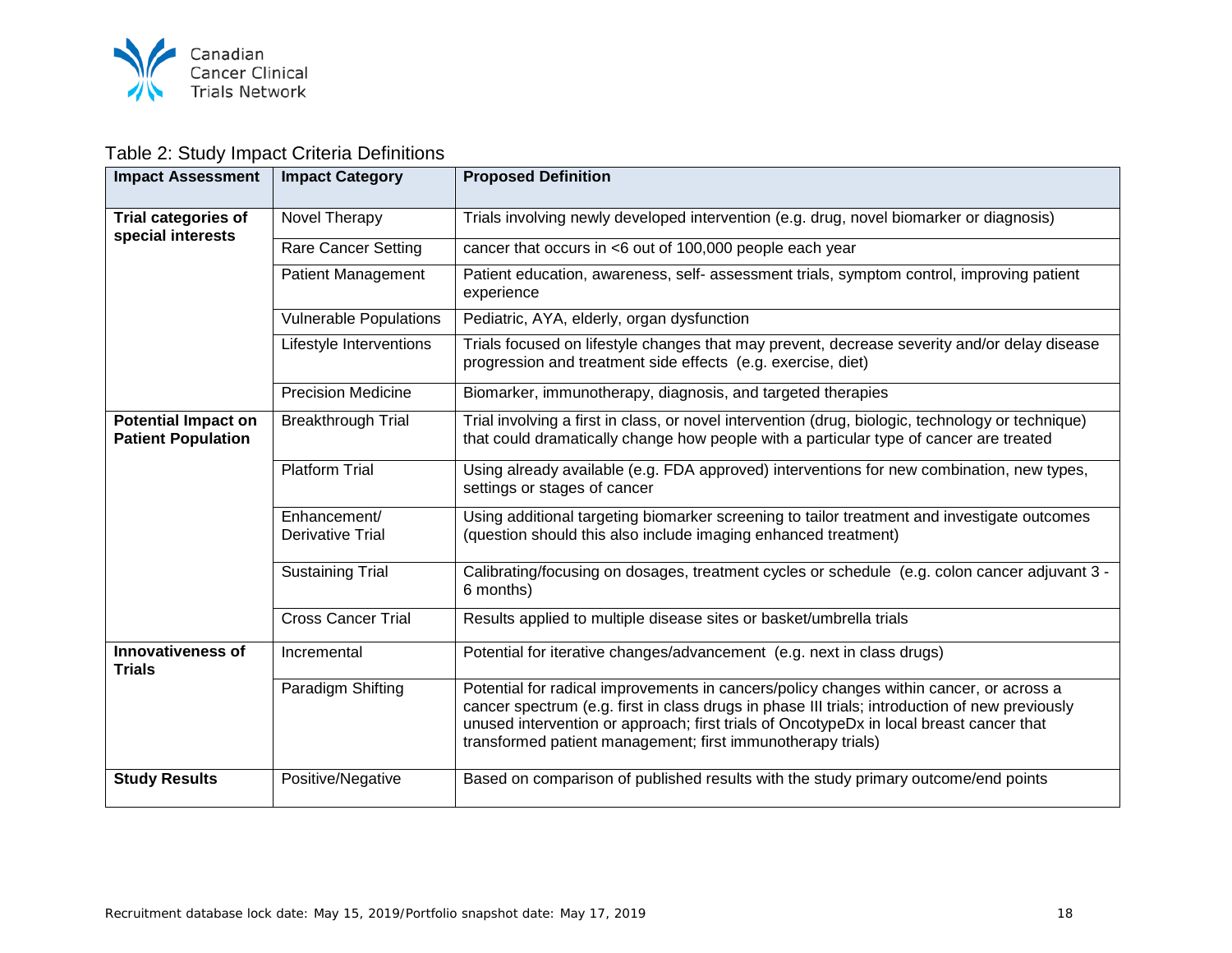Table 2: Study Impact Criteria Definitions

| Impact Assessment | Impact Category | Proposed Definition |
|---|---|---|
| **Trial categories of special interests** | Novel Therapy | Trials involving newly developed intervention (e.g. drug, novel biomarker or diagnosis) |
| | Rare Cancer Setting | cancer that occurs in <6 out of 100,000 people each year |
| | Patient Management | Patient education, awareness, self- assessment trials, symptom control, improving patient experience |
| | Vulnerable Populations | Pediatric, AYA, elderly, organ dysfunction |
| | Lifestyle Interventions | Trials focused on lifestyle changes that may prevent, decrease severity and/or delay disease progression and treatment side effects (e.g. exercise, diet) |
| | Precision Medicine | Biomarker, immunotherapy, diagnosis, and targeted therapies |
| **Potential Impact on Patient Population** | Breakthrough Trial | Trial involving a first in class, or novel intervention (drug, biologic, technology or technique) that could dramatically change how people with a particular type of cancer are treated |
| | Platform Trial | Using already available (e.g. FDA approved) interventions for new combination, new types, settings or stages of cancer |
| | Enhancement/ Derivative Trial | Using additional targeting biomarker screening to tailor treatment and investigate outcomes (question should this also include imaging enhanced treatment) |
| | Sustaining Trial | Calibrating/focusing on dosages, treatment cycles or schedule (e.g. colon cancer adjuvant 3 - 6 months) |
| | Cross Cancer Trial | Results applied to multiple disease sites or basket/umbrella trials |
| **Innovativeness of Trials** | Incremental | Potential for iterative changes/advancement (e.g. next in class drugs) |
| | Paradigm Shifting | Potential for radical improvements in cancers/policy changes within cancer, or across a cancer spectrum (e.g. first in class drugs in phase III trials; introduction of new previously unused intervention or approach; first trials of OncotypeDx in local breast cancer that transformed patient management; first immunotherapy trials) |
| **Study Results** | Positive/Negative | Based on comparison of published results with the study primary outcome/end points |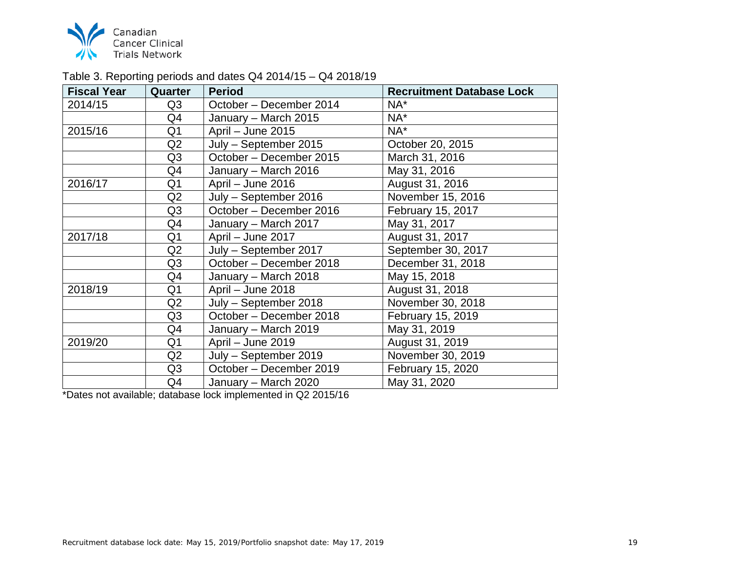Table 3. Reporting periods and dates Q4 2014/15 – Q4 2018/19

| Fiscal Year | Quarter | Period | Recruitment Database Lock |
|---|---|---|---|
| 2014/15 | Q3 | October – December 2014 | NA* |
| | Q4 | January – March 2015 | NA* |
| 2015/16 | Q1 | April – June 2015 | NA* |
| | Q2 | July – September 2015 | October 20, 2015 |
| | Q3 | October – December 2015 | March 31, 2016 |
| | Q4 | January – March 2016 | May 31, 2016 |
| 2016/17 | Q1 | April – June 2016 | August 31, 2016 |
| | Q2 | July – September 2016 | November 15, 2016 |
| | Q3 | October – December 2016 | February 15, 2017 |
| | Q4 | January – March 2017 | May 31, 2017 |
| 2017/18 | Q1 | April – June 2017 | August 31, 2017 |
| | Q2 | July – September 2017 | September 30, 2017 |
| | Q3 | October – December 2018 | December 31, 2018 |
| | Q4 | January – March 2018 | May 15, 2018 |
| 2018/19 | Q1 | April – June 2018 | August 31, 2018 |
| | Q2 | July – September 2018 | November 30, 2018 |
| | Q3 | October – December 2018 | February 15, 2019 |
| | Q4 | January – March 2019 | May 31, 2019 |
| 2019/20 | Q1 | April – June 2019 | August 31, 2019 |
| | Q2 | July – September 2019 | November 30, 2019 |
| | Q3 | October – December 2019 | February 15, 2020 |
| | Q4 | January – March 2020 | May 31, 2020 |

*Dates not available; database lock implemented in Q2 2015/16